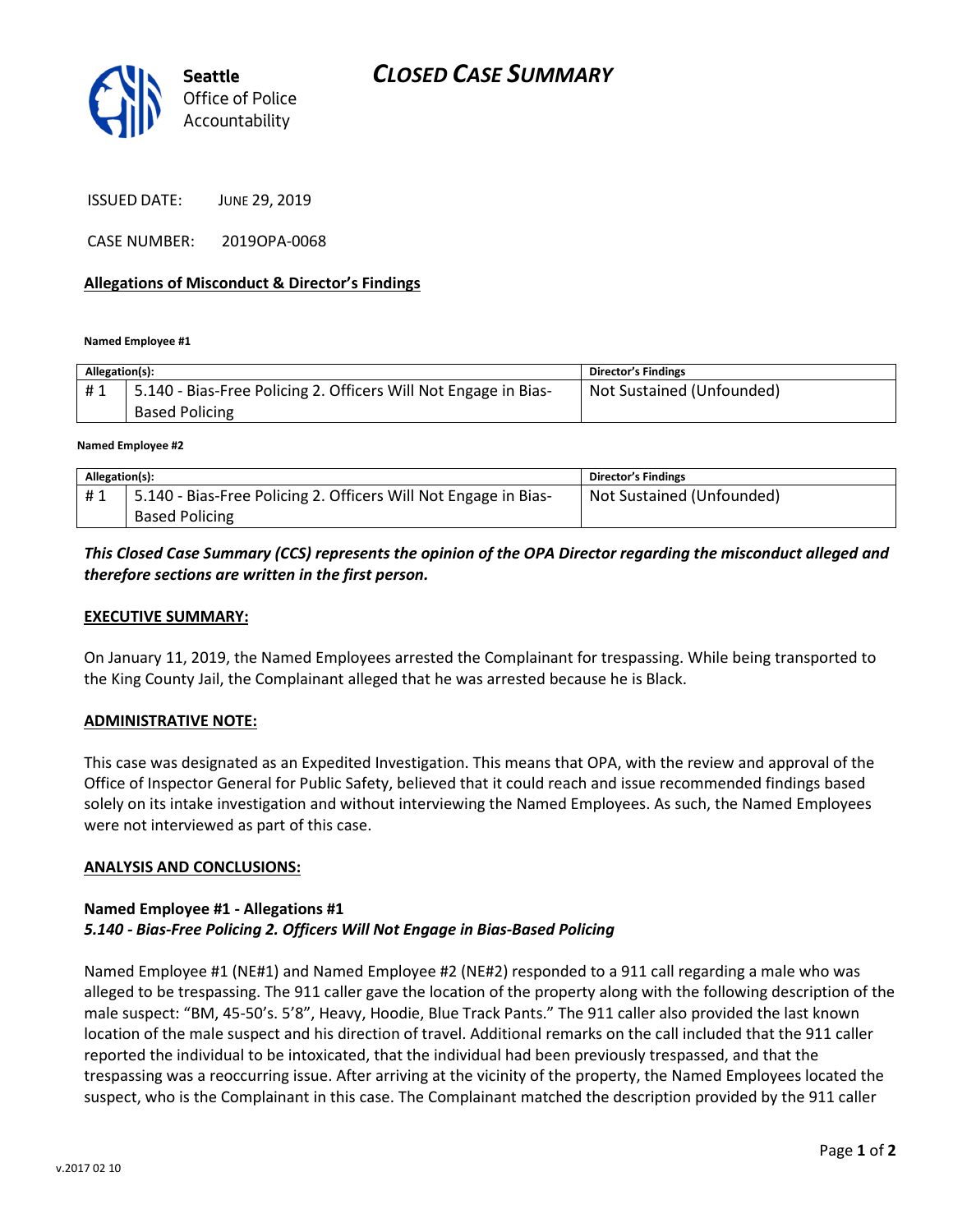Seattle Office of Police Accountability

# CLOSED CASE SUMMARY

ISSUED DATE: JUNE 29, 2019

CASE NUMBER: 2019OPA-0068

## Allegations of Misconduct & Director's Findings

**Named Employee #1**

| Allegation(s): | | Director's Findings |
|---|---|---|
| # 1 | 5.140 - Bias-Free Policing 2. Officers Will Not Engage in Bias-Based Policing | Not Sustained (Unfounded) |

**Named Employee #2**

| Allegation(s): | | Director's Findings |
|---|---|---|
| # 1 | 5.140 - Bias-Free Policing 2. Officers Will Not Engage in Bias-Based Policing | Not Sustained (Unfounded) |

***This Closed Case Summary (CCS) represents the opinion of the OPA Director regarding the misconduct alleged and therefore sections are written in the first person.***

## EXECUTIVE SUMMARY:

On January 11, 2019, the Named Employees arrested the Complainant for trespassing. While being transported to the King County Jail, the Complainant alleged that he was arrested because he is Black.

## ADMINISTRATIVE NOTE:

This case was designated as an Expedited Investigation. This means that OPA, with the review and approval of the Office of Inspector General for Public Safety, believed that it could reach and issue recommended findings based solely on its intake investigation and without interviewing the Named Employees. As such, the Named Employees were not interviewed as part of this case.

## ANALYSIS AND CONCLUSIONS:

### Named Employee #1 - Allegations #1
***5.140 - Bias-Free Policing 2. Officers Will Not Engage in Bias-Based Policing***

Named Employee #1 (NE#1) and Named Employee #2 (NE#2) responded to a 911 call regarding a male who was alleged to be trespassing. The 911 caller gave the location of the property along with the following description of the male suspect: "BM, 45-50's. 5'8", Heavy, Hoodie, Blue Track Pants." The 911 caller also provided the last known location of the male suspect and his direction of travel. Additional remarks on the call included that the 911 caller reported the individual to be intoxicated, that the individual had been previously trespassed, and that the trespassing was a reoccurring issue. After arriving at the vicinity of the property, the Named Employees located the suspect, who is the Complainant in this case. The Complainant matched the description provided by the 911 caller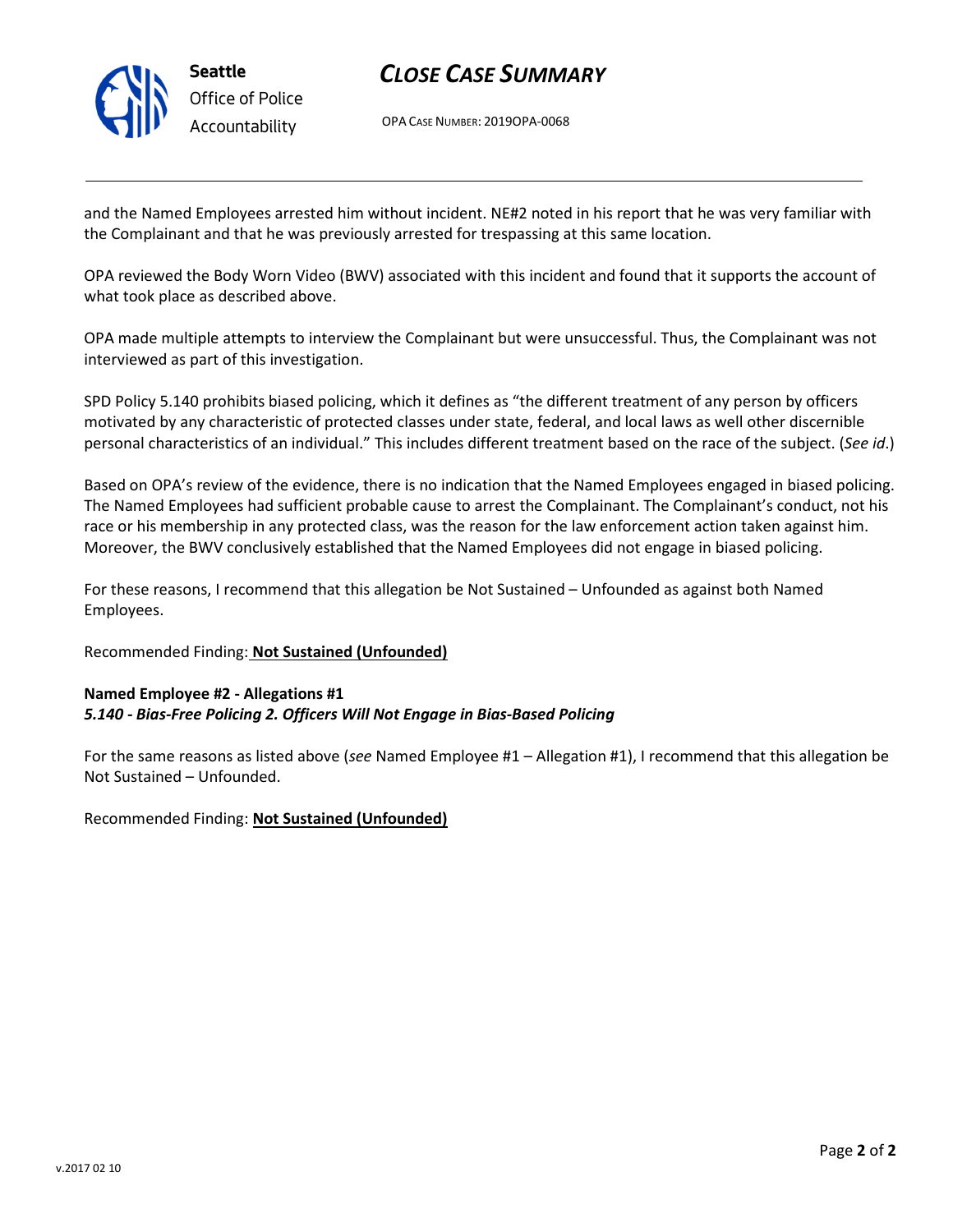and the Named Employees arrested him without incident. NE#2 noted in his report that he was very familiar with the Complainant and that he was previously arrested for trespassing at this same location.

OPA reviewed the Body Worn Video (BWV) associated with this incident and found that it supports the account of what took place as described above.

OPA made multiple attempts to interview the Complainant but were unsuccessful. Thus, the Complainant was not interviewed as part of this investigation.

SPD Policy 5.140 prohibits biased policing, which it defines as "the different treatment of any person by officers motivated by any characteristic of protected classes under state, federal, and local laws as well other discernible personal characteristics of an individual." This includes different treatment based on the race of the subject. (*See id*.)

Based on OPA's review of the evidence, there is no indication that the Named Employees engaged in biased policing. The Named Employees had sufficient probable cause to arrest the Complainant. The Complainant's conduct, not his race or his membership in any protected class, was the reason for the law enforcement action taken against him. Moreover, the BWV conclusively established that the Named Employees did not engage in biased policing.

For these reasons, I recommend that this allegation be Not Sustained – Unfounded as against both Named Employees.

Recommended Finding: **Not Sustained (Unfounded)**

**Named Employee #2 - Allegations #1**
***5.140 - Bias-Free Policing 2. Officers Will Not Engage in Bias-Based Policing***

For the same reasons as listed above (*see* Named Employee #1 – Allegation #1), I recommend that this allegation be Not Sustained – Unfounded.

Recommended Finding: **Not Sustained (Unfounded)**